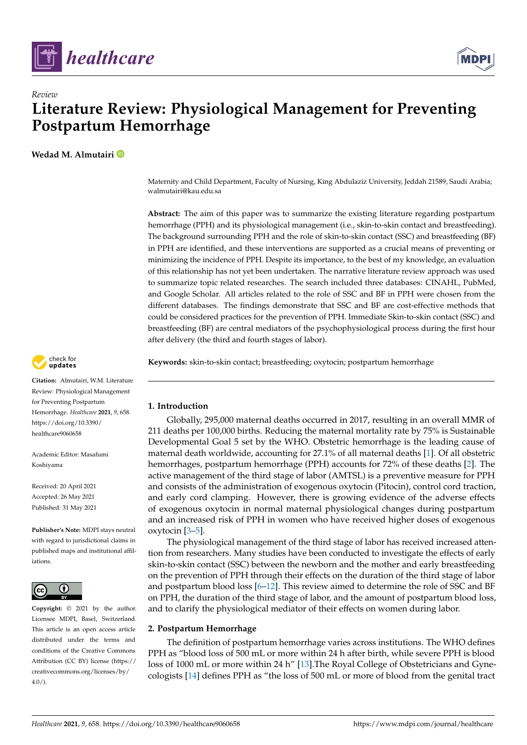Review

# Literature Review: Physiological Management for Preventing Postpartum Hemorrhage

**Wedad M. Almutairi**

Maternity and Child Department, Faculty of Nursing, King Abdulaziz University, Jeddah 21589, Saudi Arabia; walmutairi@kau.edu.sa

**Abstract:** The aim of this paper was to summarize the existing literature regarding postpartum hemorrhage (PPH) and its physiological management (i.e., skin-to-skin contact and breastfeeding). The background surrounding PPH and the role of skin-to-skin contact (SSC) and breastfeeding (BF) in PPH are identified, and these interventions are supported as a crucial means of preventing or minimizing the incidence of PPH. Despite its importance, to the best of my knowledge, an evaluation of this relationship has not yet been undertaken. The narrative literature review approach was used to summarize topic related researches. The search included three databases: CINAHL, PubMed, and Google Scholar. All articles related to the role of SSC and BF in PPH were chosen from the different databases. The findings demonstrate that SSC and BF are cost-effective methods that could be considered practices for the prevention of PPH. Immediate Skin-to-skin contact (SSC) and breastfeeding (BF) are central mediators of the psychophysiological process during the first hour after delivery (the third and fourth stages of labor).

**Keywords:** skin-to-skin contact; breastfeeding; oxytocin; postpartum hemorrhage

**Citation:** Almutairi, W.M. Literature Review: Physiological Management for Preventing Postpartum Hemorrhage. *Healthcare* **2021**, *9*, 658. https://doi.org/10.3390/healthcare9060658

Academic Editor: Masafumi Koshiyama

Received: 20 April 2021
Accepted: 26 May 2021
Published: 31 May 2021

**Publisher's Note:** MDPI stays neutral with regard to jurisdictional claims in published maps and institutional affiliations.

**Copyright:** © 2021 by the author. Licensee MDPI, Basel, Switzerland. This article is an open access article distributed under the terms and conditions of the Creative Commons Attribution (CC BY) license (https://creativecommons.org/licenses/by/4.0/).

## 1. Introduction

Globally, 295,000 maternal deaths occurred in 2017, resulting in an overall MMR of 211 deaths per 100,000 births. Reducing the maternal mortality rate by 75% is Sustainable Developmental Goal 5 set by the WHO. Obstetric hemorrhage is the leading cause of maternal death worldwide, accounting for 27.1% of all maternal deaths [1]. Of all obstetric hemorrhages, postpartum hemorrhage (PPH) accounts for 72% of these deaths [2]. The active management of the third stage of labor (AMTSL) is a preventive measure for PPH and consists of the administration of exogenous oxytocin (Pitocin), control cord traction, and early cord clamping. However, there is growing evidence of the adverse effects of exogenous oxytocin in normal maternal physiological changes during postpartum and an increased risk of PPH in women who have received higher doses of exogenous oxytocin [3–5].

The physiological management of the third stage of labor has received increased attention from researchers. Many studies have been conducted to investigate the effects of early skin-to-skin contact (SSC) between the newborn and the mother and early breastfeeding on the prevention of PPH through their effects on the duration of the third stage of labor and postpartum blood loss [6–12]. This review aimed to determine the role of SSC and BF on PPH, the duration of the third stage of labor, and the amount of postpartum blood loss, and to clarify the physiological mediator of their effects on women during labor.

## 2. Postpartum Hemorrhage

The definition of postpartum hemorrhage varies across institutions. The WHO defines PPH as "blood loss of 500 mL or more within 24 h after birth, while severe PPH is blood loss of 1000 mL or more within 24 h" [13].The Royal College of Obstetricians and Gynecologists [14] defines PPH as "the loss of 500 mL or more of blood from the genital tract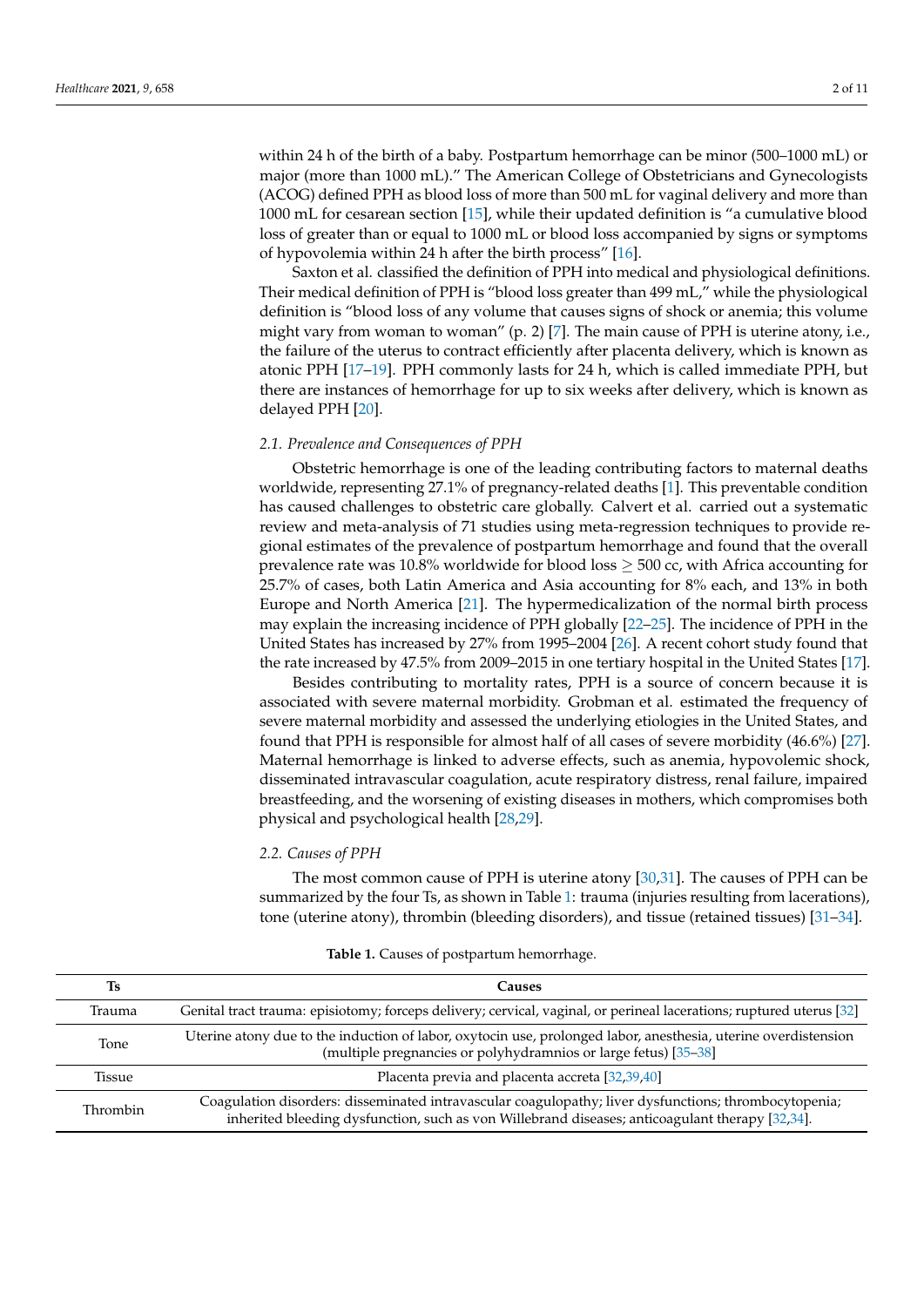within 24 h of the birth of a baby. Postpartum hemorrhage can be minor (500–1000 mL) or major (more than 1000 mL).” The American College of Obstetricians and Gynecologists (ACOG) defined PPH as blood loss of more than 500 mL for vaginal delivery and more than 1000 mL for cesarean section [15], while their updated definition is “a cumulative blood loss of greater than or equal to 1000 mL or blood loss accompanied by signs or symptoms of hypovolemia within 24 h after the birth process” [16].

Saxton et al. classified the definition of PPH into medical and physiological definitions. Their medical definition of PPH is “blood loss greater than 499 mL,” while the physiological definition is “blood loss of any volume that causes signs of shock or anemia; this volume might vary from woman to woman” (p. 2) [7]. The main cause of PPH is uterine atony, i.e., the failure of the uterus to contract efficiently after placenta delivery, which is known as atonic PPH [17–19]. PPH commonly lasts for 24 h, which is called immediate PPH, but there are instances of hemorrhage for up to six weeks after delivery, which is known as delayed PPH [20].

### *2.1. Prevalence and Consequences of PPH*

Obstetric hemorrhage is one of the leading contributing factors to maternal deaths worldwide, representing 27.1% of pregnancy-related deaths [1]. This preventable condition has caused challenges to obstetric care globally. Calvert et al. carried out a systematic review and meta-analysis of 71 studies using meta-regression techniques to provide regional estimates of the prevalence of postpartum hemorrhage and found that the overall prevalence rate was 10.8% worldwide for blood loss $\geq$ 500 cc, with Africa accounting for 25.7% of cases, both Latin America and Asia accounting for 8% each, and 13% in both Europe and North America [21]. The hypermedicalization of the normal birth process may explain the increasing incidence of PPH globally [22–25]. The incidence of PPH in the United States has increased by 27% from 1995–2004 [26]. A recent cohort study found that the rate increased by 47.5% from 2009–2015 in one tertiary hospital in the United States [17].

Besides contributing to mortality rates, PPH is a source of concern because it is associated with severe maternal morbidity. Grobman et al. estimated the frequency of severe maternal morbidity and assessed the underlying etiologies in the United States, and found that PPH is responsible for almost half of all cases of severe morbidity (46.6%) [27]. Maternal hemorrhage is linked to adverse effects, such as anemia, hypovolemic shock, disseminated intravascular coagulation, acute respiratory distress, renal failure, impaired breastfeeding, and the worsening of existing diseases in mothers, which compromises both physical and psychological health [28,29].

### *2.2. Causes of PPH*

The most common cause of PPH is uterine atony [30,31]. The causes of PPH can be summarized by the four Ts, as shown in Table 1: trauma (injuries resulting from lacerations), tone (uterine atony), thrombin (bleeding disorders), and tissue (retained tissues) [31–34].

**Table 1.** Causes of postpartum hemorrhage.

| Ts | Causes |
|---|---|
| Trauma | Genital tract trauma: episiotomy; forceps delivery; cervical, vaginal, or perineal lacerations; ruptured uterus [32] |
| Tone | Uterine atony due to the induction of labor, oxytocin use, prolonged labor, anesthesia, uterine overdistension (multiple pregnancies or polyhydramnios or large fetus) [35–38] |
| Tissue | Placenta previa and placenta accreta [32,39,40] |
| Thrombin | Coagulation disorders: disseminated intravascular coagulopathy; liver dysfunctions; thrombocytopenia; inherited bleeding dysfunction, such as von Willebrand diseases; anticoagulant therapy [32,34]. |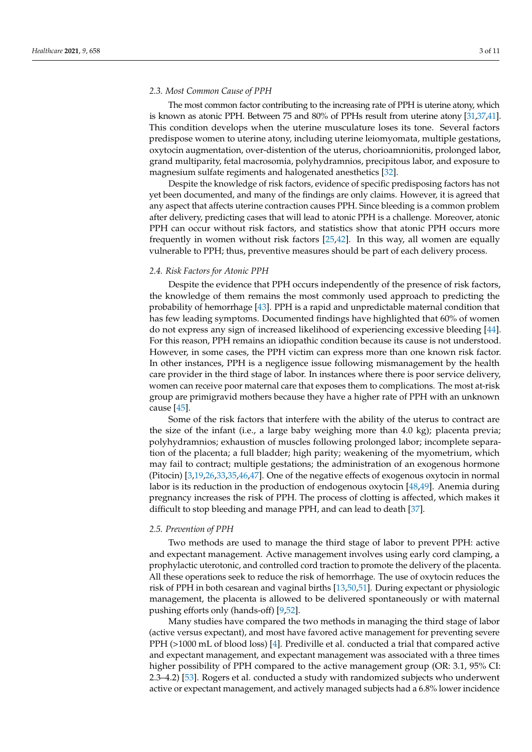### 2.3. Most Common Cause of PPH

The most common factor contributing to the increasing rate of PPH is uterine atony, which is known as atonic PPH. Between 75 and 80% of PPHs result from uterine atony [31,37,41]. This condition develops when the uterine musculature loses its tone. Several factors predispose women to uterine atony, including uterine leiomyomata, multiple gestations, oxytocin augmentation, over-distention of the uterus, chorioamnionitis, prolonged labor, grand multiparity, fetal macrosomia, polyhydramnios, precipitous labor, and exposure to magnesium sulfate regiments and halogenated anesthetics [32].

Despite the knowledge of risk factors, evidence of specific predisposing factors has not yet been documented, and many of the findings are only claims. However, it is agreed that any aspect that affects uterine contraction causes PPH. Since bleeding is a common problem after delivery, predicting cases that will lead to atonic PPH is a challenge. Moreover, atonic PPH can occur without risk factors, and statistics show that atonic PPH occurs more frequently in women without risk factors [25,42]. In this way, all women are equally vulnerable to PPH; thus, preventive measures should be part of each delivery process.

### 2.4. Risk Factors for Atonic PPH

Despite the evidence that PPH occurs independently of the presence of risk factors, the knowledge of them remains the most commonly used approach to predicting the probability of hemorrhage [43]. PPH is a rapid and unpredictable maternal condition that has few leading symptoms. Documented findings have highlighted that 60% of women do not express any sign of increased likelihood of experiencing excessive bleeding [44]. For this reason, PPH remains an idiopathic condition because its cause is not understood. However, in some cases, the PPH victim can express more than one known risk factor. In other instances, PPH is a negligence issue following mismanagement by the health care provider in the third stage of labor. In instances where there is poor service delivery, women can receive poor maternal care that exposes them to complications. The most at-risk group are primigravid mothers because they have a higher rate of PPH with an unknown cause [45].

Some of the risk factors that interfere with the ability of the uterus to contract are the size of the infant (i.e., a large baby weighing more than 4.0 kg); placenta previa; polyhydramnios; exhaustion of muscles following prolonged labor; incomplete separation of the placenta; a full bladder; high parity; weakening of the myometrium, which may fail to contract; multiple gestations; the administration of an exogenous hormone (Pitocin) [3,19,26,33,35,46,47]. One of the negative effects of exogenous oxytocin in normal labor is its reduction in the production of endogenous oxytocin [48,49]. Anemia during pregnancy increases the risk of PPH. The process of clotting is affected, which makes it difficult to stop bleeding and manage PPH, and can lead to death [37].

### 2.5. Prevention of PPH

Two methods are used to manage the third stage of labor to prevent PPH: active and expectant management. Active management involves using early cord clamping, a prophylactic uterotonic, and controlled cord traction to promote the delivery of the placenta. All these operations seek to reduce the risk of hemorrhage. The use of oxytocin reduces the risk of PPH in both cesarean and vaginal births [13,50,51]. During expectant or physiologic management, the placenta is allowed to be delivered spontaneously or with maternal pushing efforts only (hands-off) [9,52].

Many studies have compared the two methods in managing the third stage of labor (active versus expectant), and most have favored active management for preventing severe PPH (>1000 mL of blood loss) [4]. Prediville et al. conducted a trial that compared active and expectant management, and expectant management was associated with a three times higher possibility of PPH compared to the active management group (OR: 3.1, 95% CI: 2.3–4.2) [53]. Rogers et al. conducted a study with randomized subjects who underwent active or expectant management, and actively managed subjects had a 6.8% lower incidence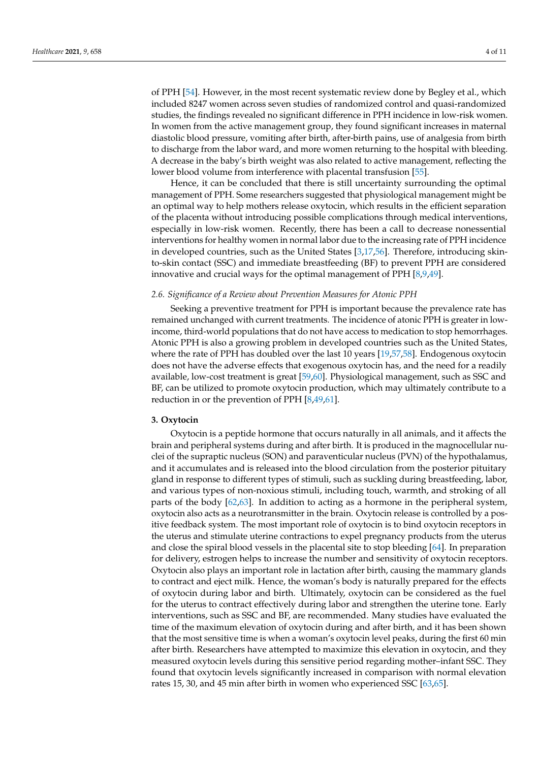of PPH [54]. However, in the most recent systematic review done by Begley et al., which included 8247 women across seven studies of randomized control and quasi-randomized studies, the findings revealed no significant difference in PPH incidence in low-risk women. In women from the active management group, they found significant increases in maternal diastolic blood pressure, vomiting after birth, after-birth pains, use of analgesia from birth to discharge from the labor ward, and more women returning to the hospital with bleeding. A decrease in the baby's birth weight was also related to active management, reflecting the lower blood volume from interference with placental transfusion [55].

Hence, it can be concluded that there is still uncertainty surrounding the optimal management of PPH. Some researchers suggested that physiological management might be an optimal way to help mothers release oxytocin, which results in the efficient separation of the placenta without introducing possible complications through medical interventions, especially in low-risk women. Recently, there has been a call to decrease nonessential interventions for healthy women in normal labor due to the increasing rate of PPH incidence in developed countries, such as the United States [3,17,56]. Therefore, introducing skin-to-skin contact (SSC) and immediate breastfeeding (BF) to prevent PPH are considered innovative and crucial ways for the optimal management of PPH [8,9,49].

### 2.6. Significance of a Review about Prevention Measures for Atonic PPH

Seeking a preventive treatment for PPH is important because the prevalence rate has remained unchanged with current treatments. The incidence of atonic PPH is greater in low-income, third-world populations that do not have access to medication to stop hemorrhages. Atonic PPH is also a growing problem in developed countries such as the United States, where the rate of PPH has doubled over the last 10 years [19,57,58]. Endogenous oxytocin does not have the adverse effects that exogenous oxytocin has, and the need for a readily available, low-cost treatment is great [59,60]. Physiological management, such as SSC and BF, can be utilized to promote oxytocin production, which may ultimately contribute to a reduction in or the prevention of PPH [8,49,61].

## 3. Oxytocin

Oxytocin is a peptide hormone that occurs naturally in all animals, and it affects the brain and peripheral systems during and after birth. It is produced in the magnocellular nuclei of the supraptic nucleus (SON) and paraventicular nucleus (PVN) of the hypothalamus, and it accumulates and is released into the blood circulation from the posterior pituitary gland in response to different types of stimuli, such as suckling during breastfeeding, labor, and various types of non-noxious stimuli, including touch, warmth, and stroking of all parts of the body [62,63]. In addition to acting as a hormone in the peripheral system, oxytocin also acts as a neurotransmitter in the brain. Oxytocin release is controlled by a positive feedback system. The most important role of oxytocin is to bind oxytocin receptors in the uterus and stimulate uterine contractions to expel pregnancy products from the uterus and close the spiral blood vessels in the placental site to stop bleeding [64]. In preparation for delivery, estrogen helps to increase the number and sensitivity of oxytocin receptors. Oxytocin also plays an important role in lactation after birth, causing the mammary glands to contract and eject milk. Hence, the woman's body is naturally prepared for the effects of oxytocin during labor and birth. Ultimately, oxytocin can be considered as the fuel for the uterus to contract effectively during labor and strengthen the uterine tone. Early interventions, such as SSC and BF, are recommended. Many studies have evaluated the time of the maximum elevation of oxytocin during and after birth, and it has been shown that the most sensitive time is when a woman's oxytocin level peaks, during the first 60 min after birth. Researchers have attempted to maximize this elevation in oxytocin, and they measured oxytocin levels during this sensitive period regarding mother–infant SSC. They found that oxytocin levels significantly increased in comparison with normal elevation rates 15, 30, and 45 min after birth in women who experienced SSC [63,65].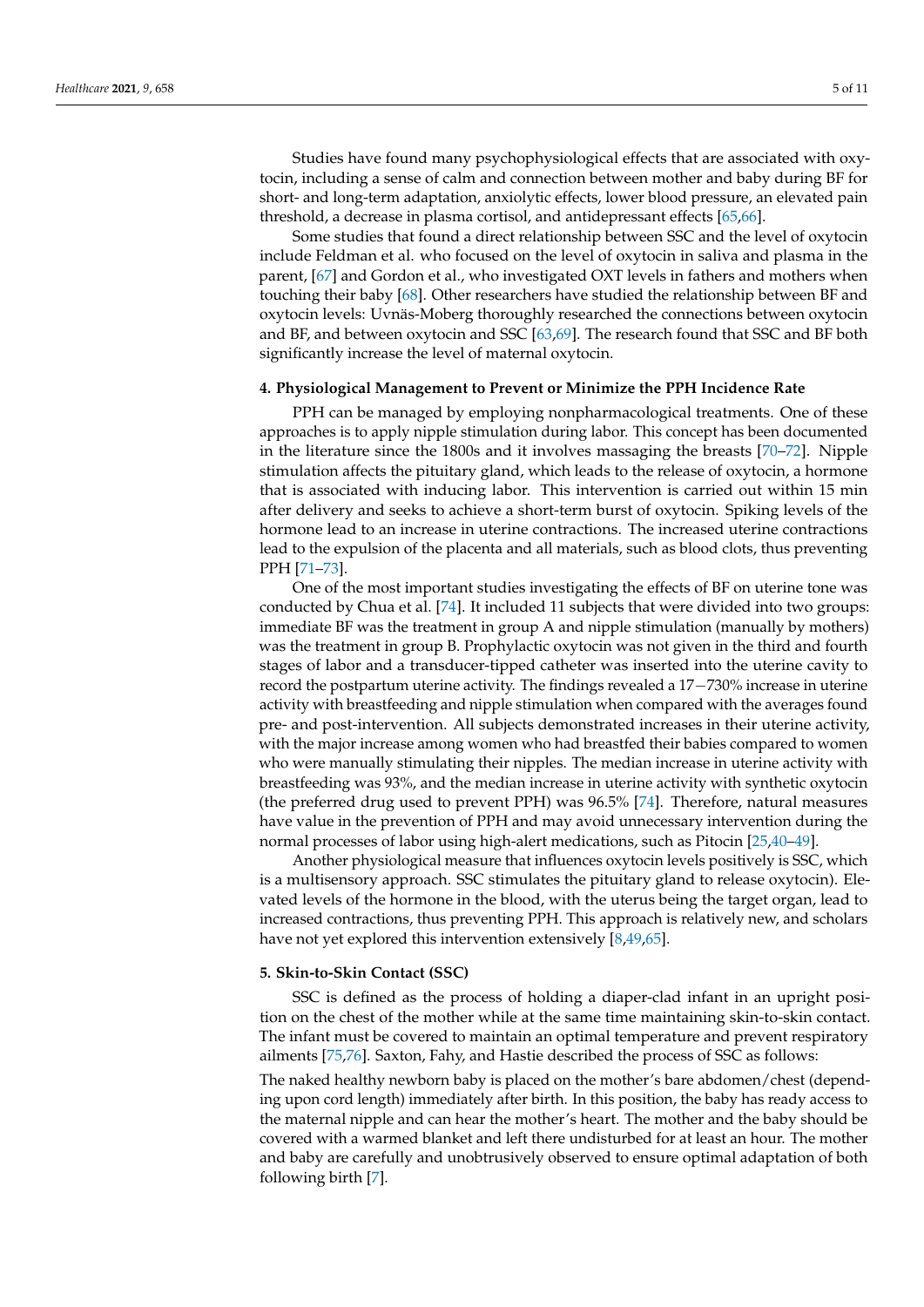Studies have found many psychophysiological effects that are associated with oxytocin, including a sense of calm and connection between mother and baby during BF for short- and long-term adaptation, anxiolytic effects, lower blood pressure, an elevated pain threshold, a decrease in plasma cortisol, and antidepressant effects [65,66].

Some studies that found a direct relationship between SSC and the level of oxytocin include Feldman et al. who focused on the level of oxytocin in saliva and plasma in the parent, [67] and Gordon et al., who investigated OXT levels in fathers and mothers when touching their baby [68]. Other researchers have studied the relationship between BF and oxytocin levels: Uvnäs-Moberg thoroughly researched the connections between oxytocin and BF, and between oxytocin and SSC [63,69]. The research found that SSC and BF both significantly increase the level of maternal oxytocin.

## 4. Physiological Management to Prevent or Minimize the PPH Incidence Rate

PPH can be managed by employing nonpharmacological treatments. One of these approaches is to apply nipple stimulation during labor. This concept has been documented in the literature since the 1800s and it involves massaging the breasts [70–72]. Nipple stimulation affects the pituitary gland, which leads to the release of oxytocin, a hormone that is associated with inducing labor. This intervention is carried out within 15 min after delivery and seeks to achieve a short-term burst of oxytocin. Spiking levels of the hormone lead to an increase in uterine contractions. The increased uterine contractions lead to the expulsion of the placenta and all materials, such as blood clots, thus preventing PPH [71–73].

One of the most important studies investigating the effects of BF on uterine tone was conducted by Chua et al. [74]. It included 11 subjects that were divided into two groups: immediate BF was the treatment in group A and nipple stimulation (manually by mothers) was the treatment in group B. Prophylactic oxytocin was not given in the third and fourth stages of labor and a transducer-tipped catheter was inserted into the uterine cavity to record the postpartum uterine activity. The findings revealed a 17−730% increase in uterine activity with breastfeeding and nipple stimulation when compared with the averages found pre- and post-intervention. All subjects demonstrated increases in their uterine activity, with the major increase among women who had breastfed their babies compared to women who were manually stimulating their nipples. The median increase in uterine activity with breastfeeding was 93%, and the median increase in uterine activity with synthetic oxytocin (the preferred drug used to prevent PPH) was 96.5% [74]. Therefore, natural measures have value in the prevention of PPH and may avoid unnecessary intervention during the normal processes of labor using high-alert medications, such as Pitocin [25,40–49].

Another physiological measure that influences oxytocin levels positively is SSC, which is a multisensory approach. SSC stimulates the pituitary gland to release oxytocin). Elevated levels of the hormone in the blood, with the uterus being the target organ, lead to increased contractions, thus preventing PPH. This approach is relatively new, and scholars have not yet explored this intervention extensively [8,49,65].

## 5. Skin-to-Skin Contact (SSC)

SSC is defined as the process of holding a diaper-clad infant in an upright position on the chest of the mother while at the same time maintaining skin-to-skin contact. The infant must be covered to maintain an optimal temperature and prevent respiratory ailments [75,76]. Saxton, Fahy, and Hastie described the process of SSC as follows:

The naked healthy newborn baby is placed on the mother's bare abdomen/chest (depending upon cord length) immediately after birth. In this position, the baby has ready access to the maternal nipple and can hear the mother's heart. The mother and the baby should be covered with a warmed blanket and left there undisturbed for at least an hour. The mother and baby are carefully and unobtrusively observed to ensure optimal adaptation of both following birth [7].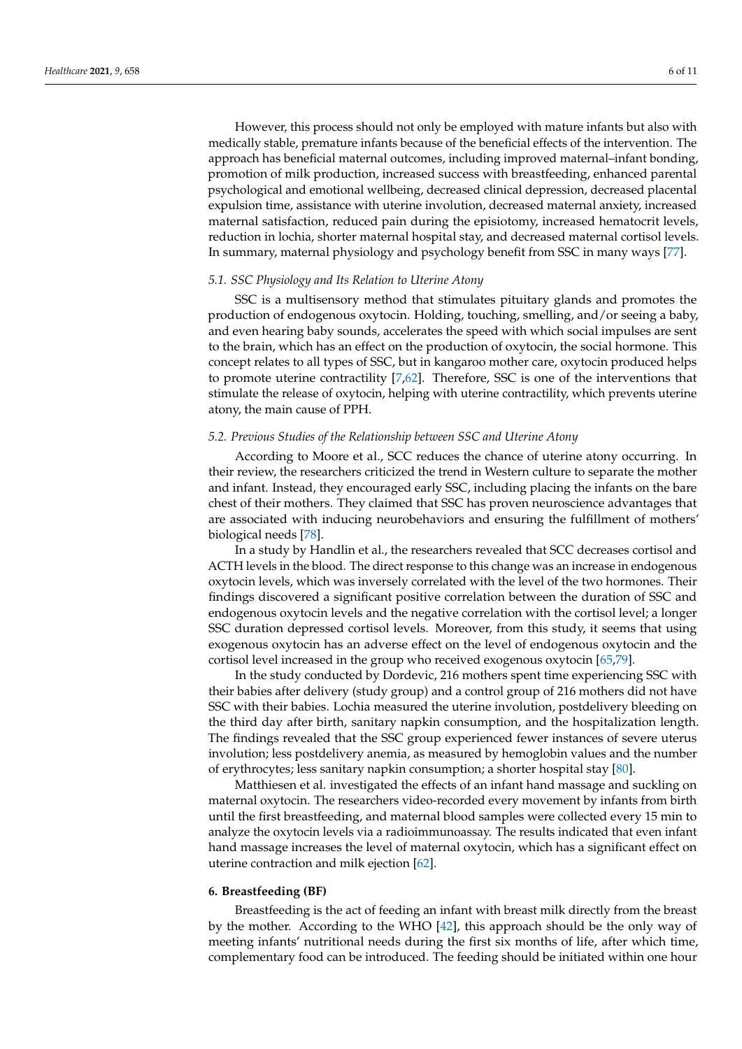However, this process should not only be employed with mature infants but also with medically stable, premature infants because of the beneficial effects of the intervention. The approach has beneficial maternal outcomes, including improved maternal–infant bonding, promotion of milk production, increased success with breastfeeding, enhanced parental psychological and emotional wellbeing, decreased clinical depression, decreased placental expulsion time, assistance with uterine involution, decreased maternal anxiety, increased maternal satisfaction, reduced pain during the episiotomy, increased hematocrit levels, reduction in lochia, shorter maternal hospital stay, and decreased maternal cortisol levels. In summary, maternal physiology and psychology benefit from SSC in many ways [77].

### *5.1. SSC Physiology and Its Relation to Uterine Atony*

SSC is a multisensory method that stimulates pituitary glands and promotes the production of endogenous oxytocin. Holding, touching, smelling, and/or seeing a baby, and even hearing baby sounds, accelerates the speed with which social impulses are sent to the brain, which has an effect on the production of oxytocin, the social hormone. This concept relates to all types of SSC, but in kangaroo mother care, oxytocin produced helps to promote uterine contractility [7,62]. Therefore, SSC is one of the interventions that stimulate the release of oxytocin, helping with uterine contractility, which prevents uterine atony, the main cause of PPH.

### *5.2. Previous Studies of the Relationship between SSC and Uterine Atony*

According to Moore et al., SCC reduces the chance of uterine atony occurring. In their review, the researchers criticized the trend in Western culture to separate the mother and infant. Instead, they encouraged early SSC, including placing the infants on the bare chest of their mothers. They claimed that SSC has proven neuroscience advantages that are associated with inducing neurobehaviors and ensuring the fulfillment of mothers' biological needs [78].

In a study by Handlin et al., the researchers revealed that SCC decreases cortisol and ACTH levels in the blood. The direct response to this change was an increase in endogenous oxytocin levels, which was inversely correlated with the level of the two hormones. Their findings discovered a significant positive correlation between the duration of SSC and endogenous oxytocin levels and the negative correlation with the cortisol level; a longer SSC duration depressed cortisol levels. Moreover, from this study, it seems that using exogenous oxytocin has an adverse effect on the level of endogenous oxytocin and the cortisol level increased in the group who received exogenous oxytocin [65,79].

In the study conducted by Dordevic, 216 mothers spent time experiencing SSC with their babies after delivery (study group) and a control group of 216 mothers did not have SSC with their babies. Lochia measured the uterine involution, postdelivery bleeding on the third day after birth, sanitary napkin consumption, and the hospitalization length. The findings revealed that the SSC group experienced fewer instances of severe uterus involution; less postdelivery anemia, as measured by hemoglobin values and the number of erythrocytes; less sanitary napkin consumption; a shorter hospital stay [80].

Matthiesen et al. investigated the effects of an infant hand massage and suckling on maternal oxytocin. The researchers video-recorded every movement by infants from birth until the first breastfeeding, and maternal blood samples were collected every 15 min to analyze the oxytocin levels via a radioimmunoassay. The results indicated that even infant hand massage increases the level of maternal oxytocin, which has a significant effect on uterine contraction and milk ejection [62].

## **6. Breastfeeding (BF)**

Breastfeeding is the act of feeding an infant with breast milk directly from the breast by the mother. According to the WHO [42], this approach should be the only way of meeting infants' nutritional needs during the first six months of life, after which time, complementary food can be introduced. The feeding should be initiated within one hour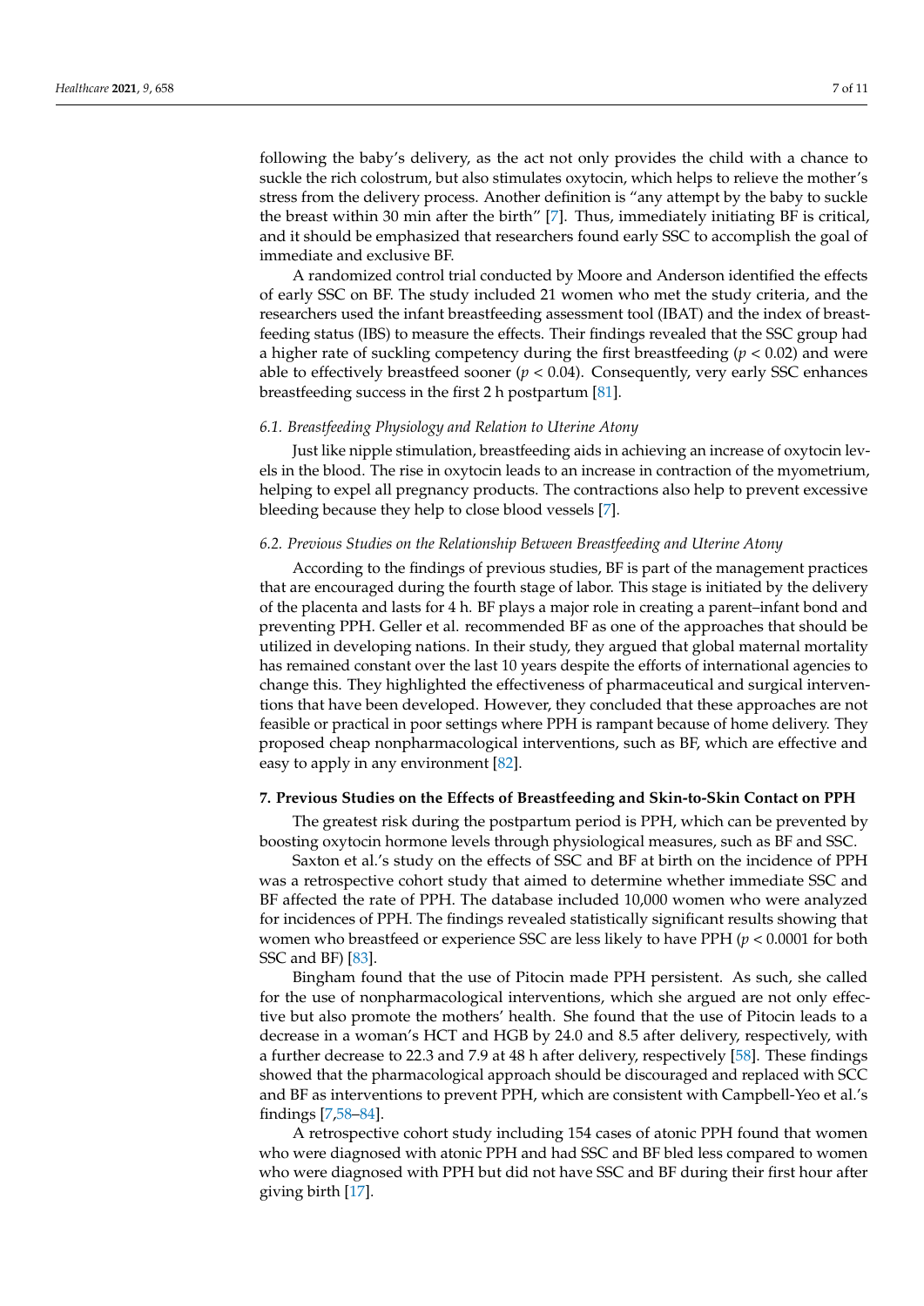following the baby's delivery, as the act not only provides the child with a chance to suckle the rich colostrum, but also stimulates oxytocin, which helps to relieve the mother's stress from the delivery process. Another definition is "any attempt by the baby to suckle the breast within 30 min after the birth" [7]. Thus, immediately initiating BF is critical, and it should be emphasized that researchers found early SSC to accomplish the goal of immediate and exclusive BF.

A randomized control trial conducted by Moore and Anderson identified the effects of early SSC on BF. The study included 21 women who met the study criteria, and the researchers used the infant breastfeeding assessment tool (IBAT) and the index of breastfeeding status (IBS) to measure the effects. Their findings revealed that the SSC group had a higher rate of suckling competency during the first breastfeeding ($p < 0.02$) and were able to effectively breastfeed sooner ($p < 0.04$). Consequently, very early SSC enhances breastfeeding success in the first 2 h postpartum [81].

### *6.1. Breastfeeding Physiology and Relation to Uterine Atony*

Just like nipple stimulation, breastfeeding aids in achieving an increase of oxytocin levels in the blood. The rise in oxytocin leads to an increase in contraction of the myometrium, helping to expel all pregnancy products. The contractions also help to prevent excessive bleeding because they help to close blood vessels [7].

### *6.2. Previous Studies on the Relationship Between Breastfeeding and Uterine Atony*

According to the findings of previous studies, BF is part of the management practices that are encouraged during the fourth stage of labor. This stage is initiated by the delivery of the placenta and lasts for 4 h. BF plays a major role in creating a parent–infant bond and preventing PPH. Geller et al. recommended BF as one of the approaches that should be utilized in developing nations. In their study, they argued that global maternal mortality has remained constant over the last 10 years despite the efforts of international agencies to change this. They highlighted the effectiveness of pharmaceutical and surgical interventions that have been developed. However, they concluded that these approaches are not feasible or practical in poor settings where PPH is rampant because of home delivery. They proposed cheap nonpharmacological interventions, such as BF, which are effective and easy to apply in any environment [82].

## **7. Previous Studies on the Effects of Breastfeeding and Skin-to-Skin Contact on PPH**

The greatest risk during the postpartum period is PPH, which can be prevented by boosting oxytocin hormone levels through physiological measures, such as BF and SSC.

Saxton et al.'s study on the effects of SSC and BF at birth on the incidence of PPH was a retrospective cohort study that aimed to determine whether immediate SSC and BF affected the rate of PPH. The database included 10,000 women who were analyzed for incidences of PPH. The findings revealed statistically significant results showing that women who breastfeed or experience SSC are less likely to have PPH ($p < 0.0001$ for both SSC and BF) [83].

Bingham found that the use of Pitocin made PPH persistent. As such, she called for the use of nonpharmacological interventions, which she argued are not only effective but also promote the mothers' health. She found that the use of Pitocin leads to a decrease in a woman's HCT and HGB by 24.0 and 8.5 after delivery, respectively, with a further decrease to 22.3 and 7.9 at 48 h after delivery, respectively [58]. These findings showed that the pharmacological approach should be discouraged and replaced with SCC and BF as interventions to prevent PPH, which are consistent with Campbell-Yeo et al.'s findings [7,58–84].

A retrospective cohort study including 154 cases of atonic PPH found that women who were diagnosed with atonic PPH and had SSC and BF bled less compared to women who were diagnosed with PPH but did not have SSC and BF during their first hour after giving birth [17].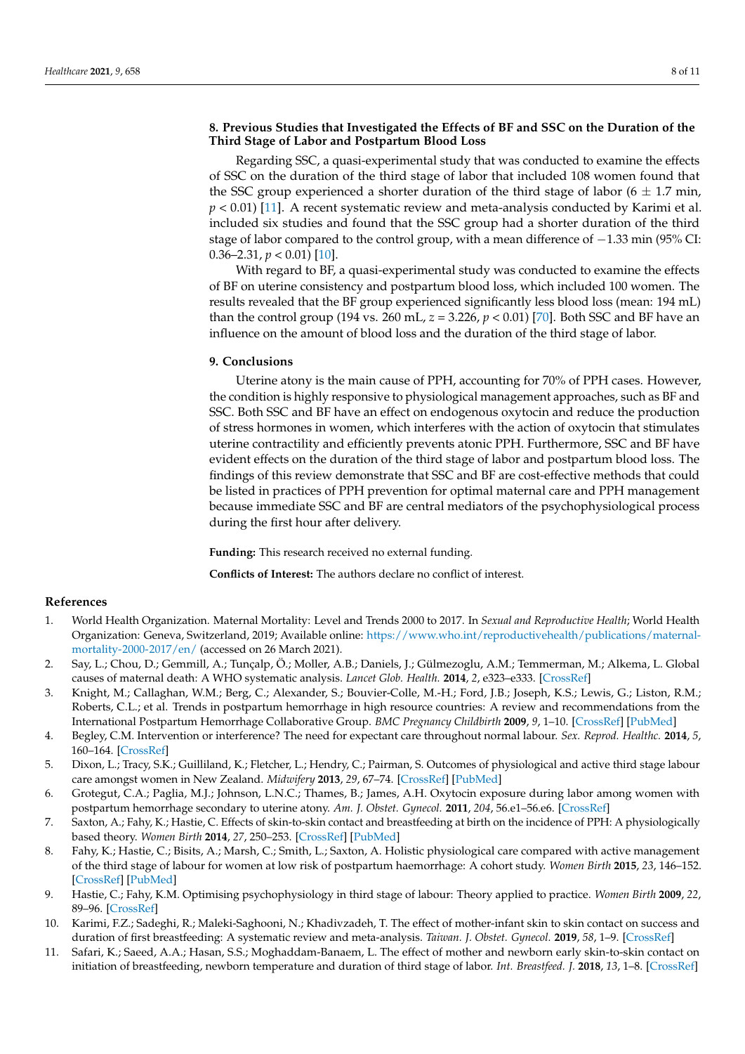## 8. Previous Studies that Investigated the Effects of BF and SSC on the Duration of the Third Stage of Labor and Postpartum Blood Loss

Regarding SSC, a quasi-experimental study that was conducted to examine the effects of SSC on the duration of the third stage of labor that included 108 women found that the SSC group experienced a shorter duration of the third stage of labor ($6 \pm 1.7$ min, $p < 0.01$) [11]. A recent systematic review and meta-analysis conducted by Karimi et al. included six studies and found that the SSC group had a shorter duration of the third stage of labor compared to the control group, with a mean difference of $-1.33$ min (95% CI: 0.36–2.31, $p < 0.01$) [10].

With regard to BF, a quasi-experimental study was conducted to examine the effects of BF on uterine consistency and postpartum blood loss, which included 100 women. The results revealed that the BF group experienced significantly less blood loss (mean: 194 mL) than the control group (194 vs. 260 mL, $z = 3.226$, $p < 0.01$) [70]. Both SSC and BF have an influence on the amount of blood loss and the duration of the third stage of labor.

## 9. Conclusions

Uterine atony is the main cause of PPH, accounting for 70% of PPH cases. However, the condition is highly responsive to physiological management approaches, such as BF and SSC. Both SSC and BF have an effect on endogenous oxytocin and reduce the production of stress hormones in women, which interferes with the action of oxytocin that stimulates uterine contractility and efficiently prevents atonic PPH. Furthermore, SSC and BF have evident effects on the duration of the third stage of labor and postpartum blood loss. The findings of this review demonstrate that SSC and BF are cost-effective methods that could be listed in practices of PPH prevention for optimal maternal care and PPH management because immediate SSC and BF are central mediators of the psychophysiological process during the first hour after delivery.

**Funding:** This research received no external funding.

**Conflicts of Interest:** The authors declare no conflict of interest.

## References

1. World Health Organization. Maternal Mortality: Level and Trends 2000 to 2017. In *Sexual and Reproductive Health*; World Health Organization: Geneva, Switzerland, 2019; Available online: https://www.who.int/reproductivehealth/publications/maternal-mortality-2000-2017/en/ (accessed on 26 March 2021).
2. Say, L.; Chou, D.; Gemmill, A.; Tunçalp, Ö.; Moller, A.B.; Daniels, J.; Gülmezoglu, A.M.; Temmerman, M.; Alkema, L. Global causes of maternal death: A WHO systematic analysis. *Lancet Glob. Health.* **2014**, *2*, e323–e333. [CrossRef]
3. Knight, M.; Callaghan, W.M.; Berg, C.; Alexander, S.; Bouvier-Colle, M.-H.; Ford, J.B.; Joseph, K.S.; Lewis, G.; Liston, R.M.; Roberts, C.L.; et al. Trends in postpartum hemorrhage in high resource countries: A review and recommendations from the International Postpartum Hemorrhage Collaborative Group. *BMC Pregnancy Childbirth* **2009**, *9*, 1–10. [CrossRef] [PubMed]
4. Begley, C.M. Intervention or interference? The need for expectant care throughout normal labour. *Sex. Reprod. Healthc.* **2014**, *5*, 160–164. [CrossRef]
5. Dixon, L.; Tracy, S.K.; Guilliland, K.; Fletcher, L.; Hendry, C.; Pairman, S. Outcomes of physiological and active third stage labour care amongst women in New Zealand. *Midwifery* **2013**, *29*, 67–74. [CrossRef] [PubMed]
6. Grotegut, C.A.; Paglia, M.J.; Johnson, L.N.C.; Thames, B.; James, A.H. Oxytocin exposure during labor among women with postpartum hemorrhage secondary to uterine atony. *Am. J. Obstet. Gynecol.* **2011**, *204*, 56.e1–56.e6. [CrossRef]
7. Saxton, A.; Fahy, K.; Hastie, C. Effects of skin-to-skin contact and breastfeeding at birth on the incidence of PPH: A physiologically based theory. *Women Birth* **2014**, *27*, 250–253. [CrossRef] [PubMed]
8. Fahy, K.; Hastie, C.; Bisits, A.; Marsh, C.; Smith, L.; Saxton, A. Holistic physiological care compared with active management of the third stage of labour for women at low risk of postpartum haemorrhage: A cohort study. *Women Birth* **2015**, *23*, 146–152. [CrossRef] [PubMed]
9. Hastie, C.; Fahy, K.M. Optimising psychophysiology in third stage of labour: Theory applied to practice. *Women Birth* **2009**, *22*, 89–96. [CrossRef]
10. Karimi, F.Z.; Sadeghi, R.; Maleki-Saghooni, N.; Khadivzadeh, T. The effect of mother-infant skin to skin contact on success and duration of first breastfeeding: A systematic review and meta-analysis. *Taiwan. J. Obstet. Gynecol.* **2019**, *58*, 1–9. [CrossRef]
11. Safari, K.; Saeed, A.A.; Hasan, S.S.; Moghaddam-Banaem, L. The effect of mother and newborn early skin-to-skin contact on initiation of breastfeeding, newborn temperature and duration of third stage of labor. *Int. Breastfeed. J.* **2018**, *13*, 1–8. [CrossRef]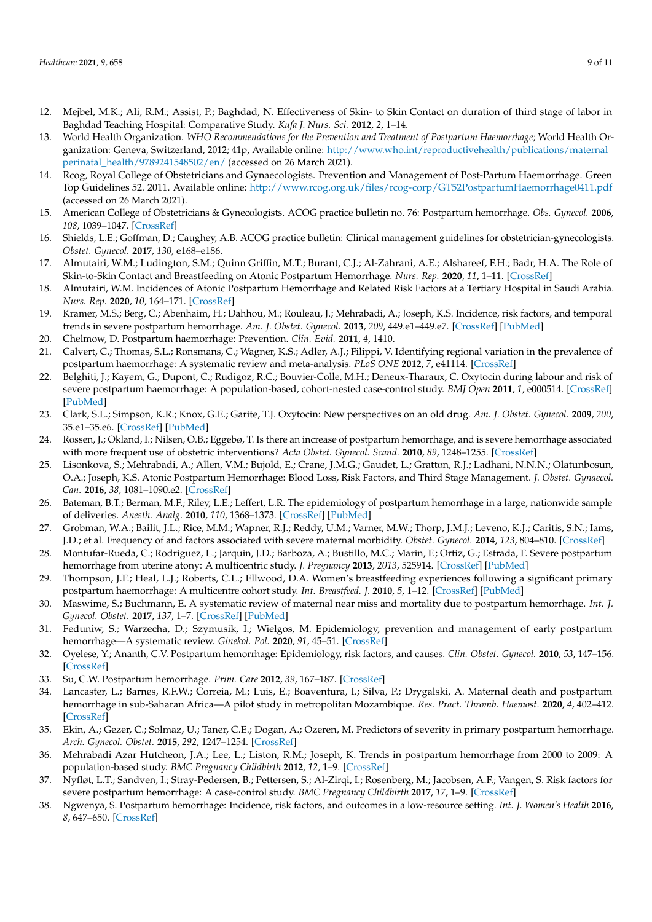12. Mejbel, M.K.; Ali, R.M.; Assist, P.; Baghdad, N. Effectiveness of Skin- to Skin Contact on duration of third stage of labor in Baghdad Teaching Hospital: Comparative Study. *Kufa J. Nurs. Sci.* **2012**, *2*, 1–14.
13. World Health Organization. *WHO Recommendations for the Prevention and Treatment of Postpartum Haemorrhage*; World Health Organization: Geneva, Switzerland, 2012; 41p, Available online: http://www.who.int/reproductivehealth/publications/maternal_perinatal_health/9789241548502/en/ (accessed on 26 March 2021).
14. Rcog, Royal College of Obstetricians and Gynaecologists. Prevention and Management of Post-Partum Haemorrhage. Green Top Guidelines 52. 2011. Available online: http://www.rcog.org.uk/files/rcog-corp/GT52PostpartumHaemorrhage0411.pdf (accessed on 26 March 2021).
15. American College of Obstetricians & Gynecologists. ACOG practice bulletin no. 76: Postpartum hemorrhage. *Obs. Gynecol.* **2006**, *108*, 1039–1047. [CrossRef]
16. Shields, L.E.; Goffman, D.; Caughey, A.B. ACOG practice bulletin: Clinical management guidelines for obstetrician-gynecologists. *Obstet. Gynecol.* **2017**, *130*, e168–e186.
17. Almutairi, W.M.; Ludington, S.M.; Quinn Griffin, M.T.; Burant, C.J.; Al-Zahrani, A.E.; Alshareef, F.H.; Badr, H.A. The Role of Skin-to-Skin Contact and Breastfeeding on Atonic Postpartum Hemorrhage. *Nurs. Rep.* **2020**, *11*, 1–11. [CrossRef]
18. Almutairi, W.M. Incidences of Atonic Postpartum Hemorrhage and Related Risk Factors at a Tertiary Hospital in Saudi Arabia. *Nurs. Rep.* **2020**, *10*, 164–171. [CrossRef]
19. Kramer, M.S.; Berg, C.; Abenhaim, H.; Dahhou, M.; Rouleau, J.; Mehrabadi, A.; Joseph, K.S. Incidence, risk factors, and temporal trends in severe postpartum hemorrhage. *Am. J. Obstet. Gynecol.* **2013**, *209*, 449.e1–449.e7. [CrossRef] [PubMed]
20. Chelmow, D. Postpartum haemorrhage: Prevention. *Clin. Evid.* **2011**, *4*, 1410.
21. Calvert, C.; Thomas, S.L.; Ronsmans, C.; Wagner, K.S.; Adler, A.J.; Filippi, V. Identifying regional variation in the prevalence of postpartum haemorrhage: A systematic review and meta-analysis. *PLoS ONE* **2012**, *7*, e41114. [CrossRef]
22. Belghiti, J.; Kayem, G.; Dupont, C.; Rudigoz, R.C.; Bouvier-Colle, M.H.; Deneux-Tharaux, C. Oxytocin during labour and risk of severe postpartum haemorrhage: A population-based, cohort-nested case-control study. *BMJ Open* **2011**, *1*, e000514. [CrossRef] [PubMed]
23. Clark, S.L.; Simpson, K.R.; Knox, G.E.; Garite, T.J. Oxytocin: New perspectives on an old drug. *Am. J. Obstet. Gynecol.* **2009**, *200*, 35.e1–35.e6. [CrossRef] [PubMed]
24. Rossen, J.; Okland, I.; Nilsen, O.B.; Eggebø, T. Is there an increase of postpartum hemorrhage, and is severe hemorrhage associated with more frequent use of obstetric interventions? *Acta Obstet. Gynecol. Scand.* **2010**, *89*, 1248–1255. [CrossRef]
25. Lisonkova, S.; Mehrabadi, A.; Allen, V.M.; Bujold, E.; Crane, J.M.G.; Gaudet, L.; Gratton, R.J.; Ladhani, N.N.N.; Olatunbosun, O.A.; Joseph, K.S. Atonic Postpartum Hemorrhage: Blood Loss, Risk Factors, and Third Stage Management. *J. Obstet. Gynaecol. Can.* **2016**, *38*, 1081–1090.e2. [CrossRef]
26. Bateman, B.T.; Berman, M.F.; Riley, L.E.; Leffert, L.R. The epidemiology of postpartum hemorrhage in a large, nationwide sample of deliveries. *Anesth. Analg.* **2010**, *110*, 1368–1373. [CrossRef] [PubMed]
27. Grobman, W.A.; Bailit, J.L.; Rice, M.M.; Wapner, R.J.; Reddy, U.M.; Varner, M.W.; Thorp, J.M.J.; Leveno, K.J.; Caritis, S.N.; Iams, J.D.; et al. Frequency of and factors associated with severe maternal morbidity. *Obstet. Gynecol.* **2014**, *123*, 804–810. [CrossRef]
28. Montufar-Rueda, C.; Rodriguez, L.; Jarquin, J.D.; Barboza, A.; Bustillo, M.C.; Marin, F.; Ortiz, G.; Estrada, F. Severe postpartum hemorrhage from uterine atony: A multicentric study. *J. Pregnancy* **2013**, *2013*, 525914. [CrossRef] [PubMed]
29. Thompson, J.F.; Heal, L.J.; Roberts, C.L.; Ellwood, D.A. Women's breastfeeding experiences following a significant primary postpartum haemorrhage: A multicentre cohort study. *Int. Breastfeed. J.* **2010**, *5*, 1–12. [CrossRef] [PubMed]
30. Maswime, S.; Buchmann, E. A systematic review of maternal near miss and mortality due to postpartum hemorrhage. *Int. J. Gynecol. Obstet.* **2017**, *137*, 1–7. [CrossRef] [PubMed]
31. Feduniw, S.; Warzecha, D.; Szymusik, I.; Wielgos, M. Epidemiology, prevention and management of early postpartum hemorrhage—A systematic review. *Ginekol. Pol.* **2020**, *91*, 45–51. [CrossRef]
32. Oyelese, Y.; Ananth, C.V. Postpartum hemorrhage: Epidemiology, risk factors, and causes. *Clin. Obstet. Gynecol.* **2010**, *53*, 147–156. [CrossRef]
33. Su, C.W. Postpartum hemorrhage. *Prim. Care* **2012**, *39*, 167–187. [CrossRef]
34. Lancaster, L.; Barnes, R.F.W.; Correia, M.; Luis, E.; Boaventura, I.; Silva, P.; Drygalski, A. Maternal death and postpartum hemorrhage in sub-Saharan Africa—A pilot study in metropolitan Mozambique. *Res. Pract. Thromb. Haemost.* **2020**, *4*, 402–412. [CrossRef]
35. Ekin, A.; Gezer, C.; Solmaz, U.; Taner, C.E.; Dogan, A.; Ozeren, M. Predictors of severity in primary postpartum hemorrhage. *Arch. Gynecol. Obstet.* **2015**, *292*, 1247–1254. [CrossRef]
36. Mehrabadi Azar Hutcheon, J.A.; Lee, L.; Liston, R.M.; Joseph, K. Trends in postpartum hemorrhage from 2000 to 2009: A population-based study. *BMC Pregnancy Childbirth* **2012**, *12*, 1–9. [CrossRef]
37. Nyfløt, L.T.; Sandven, I.; Stray-Pedersen, B.; Pettersen, S.; Al-Zirqi, I.; Rosenberg, M.; Jacobsen, A.F.; Vangen, S. Risk factors for severe postpartum hemorrhage: A case-control study. *BMC Pregnancy Childbirth* **2017**, *17*, 1–9. [CrossRef]
38. Ngwenya, S. Postpartum hemorrhage: Incidence, risk factors, and outcomes in a low-resource setting. *Int. J. Women's Health* **2016**, *8*, 647–650. [CrossRef]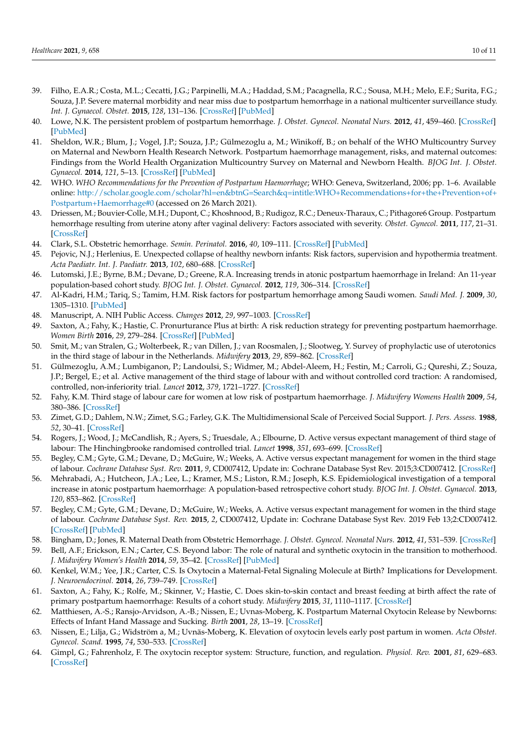39. Filho, E.A.R.; Costa, M.L.; Cecatti, J.G.; Parpinelli, M.A.; Haddad, S.M.; Pacagnella, R.C.; Sousa, M.H.; Melo, E.F.; Surita, F.G.; Souza, J.P. Severe maternal morbidity and near miss due to postpartum hemorrhage in a national multicenter surveillance study. *Int. J. Gynaecol. Obstet.* **2015**, *128*, 131–136. [CrossRef] [PubMed]
40. Lowe, N.K. The persistent problem of postpartum hemorrhage. *J. Obstet. Gynecol. Neonatal Nurs.* **2012**, *41*, 459–460. [CrossRef] [PubMed]
41. Sheldon, W.R.; Blum, J.; Vogel, J.P.; Souza, J.P.; Gülmezoglu a, M.; Winikoff, B.; on behalf of the WHO Multicountry Survey on Maternal and Newborn Health Research Network. Postpartum haemorrhage management, risks, and maternal outcomes: Findings from the World Health Organization Multicountry Survey on Maternal and Newborn Health. *BJOG Int. J. Obstet. Gynaecol.* **2014**, *121*, 5–13. [CrossRef] [PubMed]
42. WHO. *WHO Recommendations for the Prevention of Postpartum Haemorrhage*; WHO: Geneva, Switzerland, 2006; pp. 1–6. Available online: http://scholar.google.com/scholar?hl=en&btnG=Search&q=intitle:WHO+Recommendations+for+the+Prevention+of+Postpartum+Haemorrhage#0 (accessed on 26 March 2021).
43. Driessen, M.; Bouvier-Colle, M.H.; Dupont, C.; Khoshnood, B.; Rudigoz, R.C.; Deneux-Tharaux, C.; Pithagore6 Group. Postpartum hemorrhage resulting from uterine atony after vaginal delivery: Factors associated with severity. *Obstet. Gynecol.* **2011**, *117*, 21–31. [CrossRef]
44. Clark, S.L. Obstetric hemorrhage. *Semin. Perinatol.* **2016**, *40*, 109–111. [CrossRef] [PubMed]
45. Pejovic, N.J.; Herlenius, E. Unexpected collapse of healthy newborn infants: Risk factors, supervision and hypothermia treatment. *Acta Paediatr. Int. J. Paediatr.* **2013**, *102*, 680–688. [CrossRef]
46. Lutomski, J.E.; Byrne, B.M.; Devane, D.; Greene, R.A. Increasing trends in atonic postpartum haemorrhage in Ireland: An 11-year population-based cohort study. *BJOG Int. J. Obstet. Gynaecol.* **2012**, *119*, 306–314. [CrossRef]
47. Al-Kadri, H.M.; Tariq, S.; Tamim, H.M. Risk factors for postpartum hemorrhage among Saudi women. *Saudi Med. J.* **2009**, *30*, 1305–1310. [PubMed]
48. Manuscript, A. NIH Public Access. *Changes* **2012**, *29*, 997–1003. [CrossRef]
49. Saxton, A.; Fahy, K.; Hastie, C. Pronurturance Plus at birth: A risk reduction strategy for preventing postpartum haemorrhage. *Women Birth* **2016**, *29*, 279–284. [CrossRef] [PubMed]
50. Smit, M.; van Stralen, G.; Wolterbeek, R.; van Dillen, J.; van Roosmalen, J.; Slootweg, Y. Survey of prophylactic use of uterotonics in the third stage of labour in the Netherlands. *Midwifery* **2013**, *29*, 859–862. [CrossRef]
51. Gülmezoglu, A.M.; Lumbiganon, P.; Landoulsi, S.; Widmer, M.; Abdel-Aleem, H.; Festin, M.; Carroli, G.; Qureshi, Z.; Souza, J.P.; Bergel, E.; et al. Active management of the third stage of labour with and without controlled cord traction: A randomised, controlled, non-inferiority trial. *Lancet* **2012**, *379*, 1721–1727. [CrossRef]
52. Fahy, K.M. Third stage of labour care for women at low risk of postpartum haemorrhage. *J. Midwifery Womens Health* **2009**, *54*, 380–386. [CrossRef]
53. Zimet, G.D.; Dahlem, N.W.; Zimet, S.G.; Farley, G.K. The Multidimensional Scale of Perceived Social Support. *J. Pers. Assess.* **1988**, *52*, 30–41. [CrossRef]
54. Rogers, J.; Wood, J.; McCandlish, R.; Ayers, S.; Truesdale, A.; Elbourne, D. Active versus expectant management of third stage of labour: The Hinchingbrooke randomised controlled trial. *Lancet* **1998**, *351*, 693–699. [CrossRef]
55. Begley, C.M.; Gyte, G.M.; Devane, D.; McGuire, W.; Weeks, A. Active versus expectant management for women in the third stage of labour. *Cochrane Database Syst. Rev.* **2011**, *9*, CD007412, Update in: Cochrane Database Syst Rev. 2015;3:CD007412. [CrossRef]
56. Mehrabadi, A.; Hutcheon, J.A.; Lee, L.; Kramer, M.S.; Liston, R.M.; Joseph, K.S. Epidemiological investigation of a temporal increase in atonic postpartum haemorrhage: A population-based retrospective cohort study. *BJOG Int. J. Obstet. Gynaecol.* **2013**, *120*, 853–862. [CrossRef]
57. Begley, C.M.; Gyte, G.M.; Devane, D.; McGuire, W.; Weeks, A. Active versus expectant management for women in the third stage of labour. *Cochrane Database Syst. Rev.* **2015**, *2*, CD007412, Update in: Cochrane Database Syst Rev. 2019 Feb 13;2:CD007412. [CrossRef] [PubMed]
58. Bingham, D.; Jones, R. Maternal Death from Obstetric Hemorrhage. *J. Obstet. Gynecol. Neonatal Nurs.* **2012**, *41*, 531–539. [CrossRef]
59. Bell, A.F.; Erickson, E.N.; Carter, C.S. Beyond labor: The role of natural and synthetic oxytocin in the transition to motherhood. *J. Midwifery Women's Health* **2014**, *59*, 35–42. [CrossRef] [PubMed]
60. Kenkel, W.M.; Yee, J.R.; Carter, C.S. Is Oxytocin a Maternal-Fetal Signaling Molecule at Birth? Implications for Development. *J. Neuroendocrinol.* **2014**, *26*, 739–749. [CrossRef]
61. Saxton, A.; Fahy, K.; Rolfe, M.; Skinner, V.; Hastie, C. Does skin-to-skin contact and breast feeding at birth affect the rate of primary postpartum haemorrhage: Results of a cohort study. *Midwifery* **2015**, *31*, 1110–1117. [CrossRef]
62. Matthiesen, A.-S.; Ransjo-Arvidson, A.-B.; Nissen, E.; Uvnas-Moberg, K. Postpartum Maternal Oxytocin Release by Newborns: Effects of Infant Hand Massage and Sucking. *Birth* **2001**, *28*, 13–19. [CrossRef]
63. Nissen, E.; Lilja, G.; Widström a, M.; Uvnäs-Moberg, K. Elevation of oxytocin levels early post partum in women. *Acta Obstet. Gynecol. Scand.* **1995**, *74*, 530–533. [CrossRef]
64. Gimpl, G.; Fahrenholz, F. The oxytocin receptor system: Structure, function, and regulation. *Physiol. Rev.* **2001**, *81*, 629–683. [CrossRef]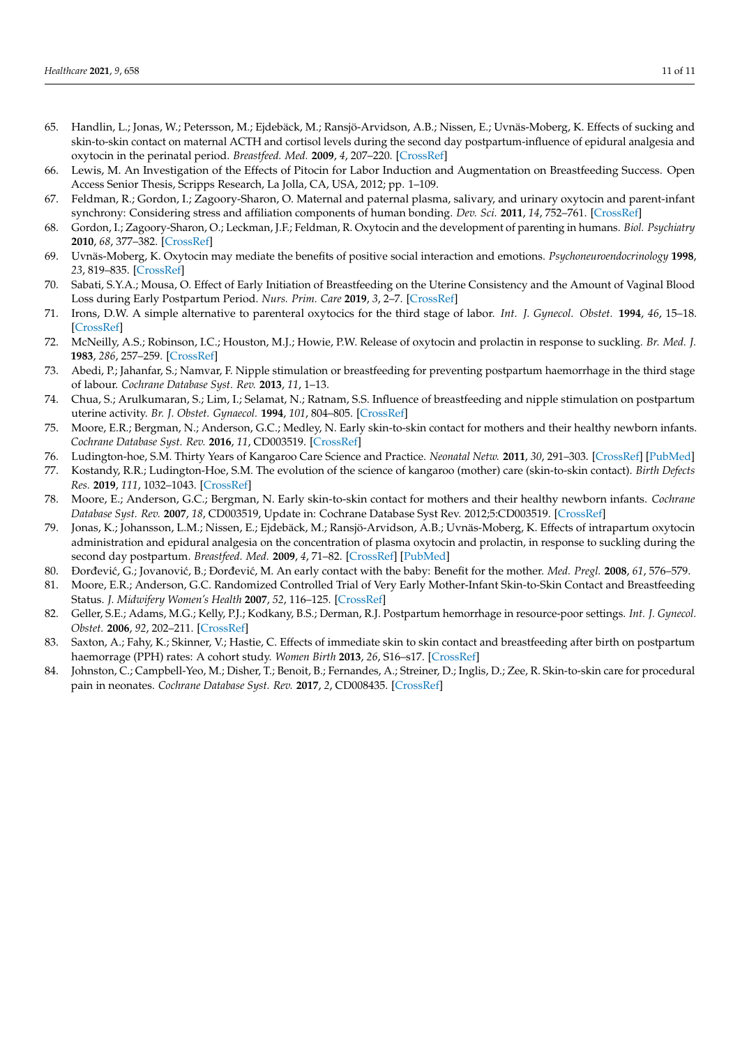65. Handlin, L.; Jonas, W.; Petersson, M.; Ejdebäck, M.; Ransjö-Arvidson, A.B.; Nissen, E.; Uvnäs-Moberg, K. Effects of sucking and skin-to-skin contact on maternal ACTH and cortisol levels during the second day postpartum-influence of epidural analgesia and oxytocin in the perinatal period. *Breastfeed. Med.* **2009**, *4*, 207–220. [CrossRef]
66. Lewis, M. An Investigation of the Effects of Pitocin for Labor Induction and Augmentation on Breastfeeding Success. Open Access Senior Thesis, Scripps Research, La Jolla, CA, USA, 2012; pp. 1–109.
67. Feldman, R.; Gordon, I.; Zagoory-Sharon, O. Maternal and paternal plasma, salivary, and urinary oxytocin and parent-infant synchrony: Considering stress and affiliation components of human bonding. *Dev. Sci.* **2011**, *14*, 752–761. [CrossRef]
68. Gordon, I.; Zagoory-Sharon, O.; Leckman, J.F.; Feldman, R. Oxytocin and the development of parenting in humans. *Biol. Psychiatry* **2010**, *68*, 377–382. [CrossRef]
69. Uvnäs-Moberg, K. Oxytocin may mediate the benefits of positive social interaction and emotions. *Psychoneuroendocrinology* **1998**, *23*, 819–835. [CrossRef]
70. Sabati, S.Y.A.; Mousa, O. Effect of Early Initiation of Breastfeeding on the Uterine Consistency and the Amount of Vaginal Blood Loss during Early Postpartum Period. *Nurs. Prim. Care* **2019**, *3*, 2–7. [CrossRef]
71. Irons, D.W. A simple alternative to parenteral oxytocics for the third stage of labor. *Int. J. Gynecol. Obstet.* **1994**, *46*, 15–18. [CrossRef]
72. McNeilly, A.S.; Robinson, I.C.; Houston, M.J.; Howie, P.W. Release of oxytocin and prolactin in response to suckling. *Br. Med. J.* **1983**, *286*, 257–259. [CrossRef]
73. Abedi, P.; Jahanfar, S.; Namvar, F. Nipple stimulation or breastfeeding for preventing postpartum haemorrhage in the third stage of labour. *Cochrane Database Syst. Rev.* **2013**, *11*, 1–13.
74. Chua, S.; Arulkumaran, S.; Lim, I.; Selamat, N.; Ratnam, S.S. Influence of breastfeeding and nipple stimulation on postpartum uterine activity. *Br. J. Obstet. Gynaecol.* **1994**, *101*, 804–805. [CrossRef]
75. Moore, E.R.; Bergman, N.; Anderson, G.C.; Medley, N. Early skin-to-skin contact for mothers and their healthy newborn infants. *Cochrane Database Syst. Rev.* **2016**, *11*, CD003519. [CrossRef]
76. Ludington-hoe, S.M. Thirty Years of Kangaroo Care Science and Practice. *Neonatal Netw.* **2011**, *30*, 291–303. [CrossRef] [PubMed]
77. Kostandy, R.R.; Ludington-Hoe, S.M. The evolution of the science of kangaroo (mother) care (skin-to-skin contact). *Birth Defects Res.* **2019**, *111*, 1032–1043. [CrossRef]
78. Moore, E.; Anderson, G.C.; Bergman, N. Early skin-to-skin contact for mothers and their healthy newborn infants. *Cochrane Database Syst. Rev.* **2007**, *18*, CD003519, Update in: Cochrane Database Syst Rev. 2012;5:CD003519. [CrossRef]
79. Jonas, K.; Johansson, L.M.; Nissen, E.; Ejdebäck, M.; Ransjö-Arvidson, A.B.; Uvnäs-Moberg, K. Effects of intrapartum oxytocin administration and epidural analgesia on the concentration of plasma oxytocin and prolactin, in response to suckling during the second day postpartum. *Breastfeed. Med.* **2009**, *4*, 71–82. [CrossRef] [PubMed]
80. Đorđević, G.; Jovanović, B.; Đorđević, M. An early contact with the baby: Benefit for the mother. *Med. Pregl.* **2008**, *61*, 576–579.
81. Moore, E.R.; Anderson, G.C. Randomized Controlled Trial of Very Early Mother-Infant Skin-to-Skin Contact and Breastfeeding Status. *J. Midwifery Women's Health* **2007**, *52*, 116–125. [CrossRef]
82. Geller, S.E.; Adams, M.G.; Kelly, P.J.; Kodkany, B.S.; Derman, R.J. Postpartum hemorrhage in resource-poor settings. *Int. J. Gynecol. Obstet.* **2006**, *92*, 202–211. [CrossRef]
83. Saxton, A.; Fahy, K.; Skinner, V.; Hastie, C. Effects of immediate skin to skin contact and breastfeeding after birth on postpartum haemorrhage (PPH) rates: A cohort study. *Women Birth* **2013**, *26*, S16–s17. [CrossRef]
84. Johnston, C.; Campbell-Yeo, M.; Disher, T.; Benoit, B.; Fernandes, A.; Streiner, D.; Inglis, D.; Zee, R. Skin-to-skin care for procedural pain in neonates. *Cochrane Database Syst. Rev.* **2017**, *2*, CD008435. [CrossRef]